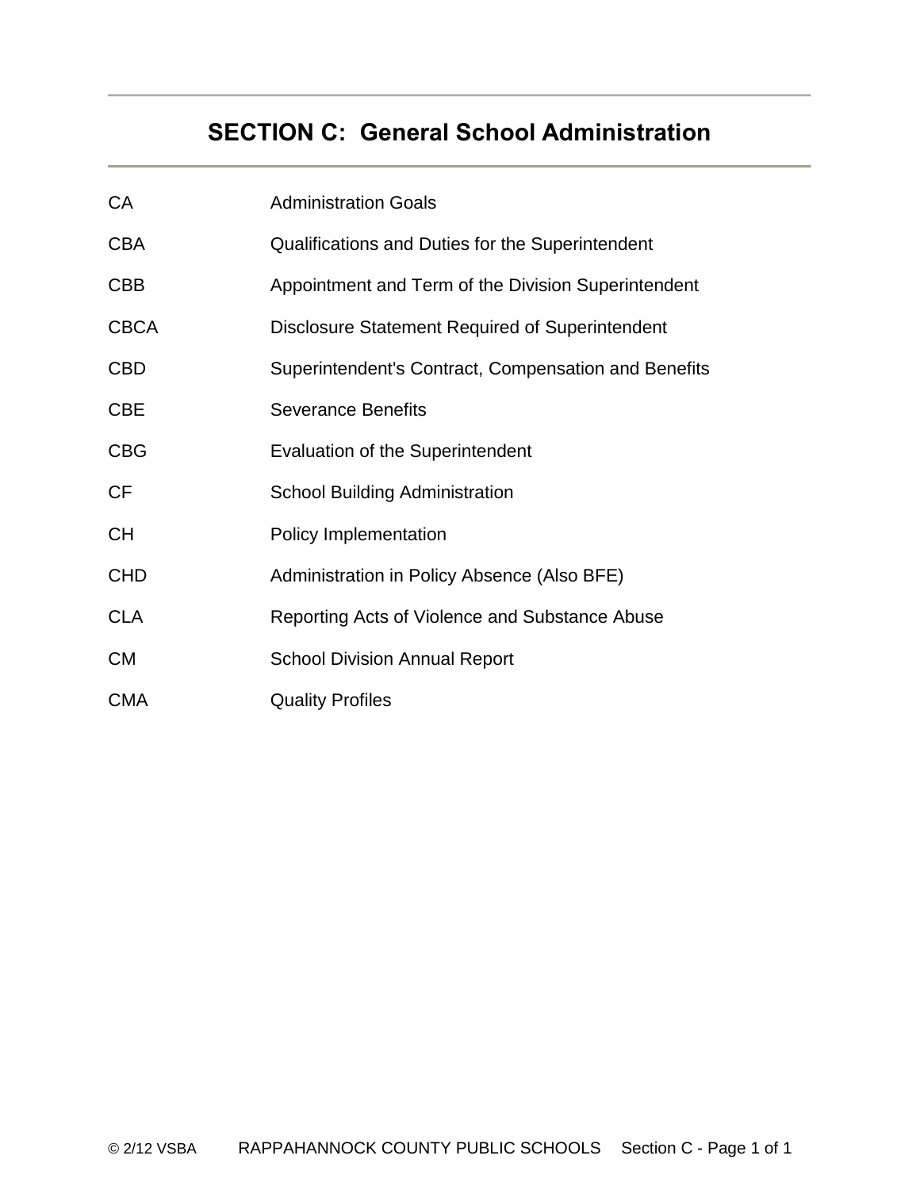# SECTION C: General School Administration

| | |
|---|---|
| CA | Administration Goals |
| CBA | Qualifications and Duties for the Superintendent |
| CBB | Appointment and Term of the Division Superintendent |
| CBCA | Disclosure Statement Required of Superintendent |
| CBD | Superintendent's Contract, Compensation and Benefits |
| CBE | Severance Benefits |
| CBG | Evaluation of the Superintendent |
| CF | School Building Administration |
| CH | Policy Implementation |
| CHD | Administration in Policy Absence (Also BFE) |
| CLA | Reporting Acts of Violence and Substance Abuse |
| CM | School Division Annual Report |
| CMA | Quality Profiles |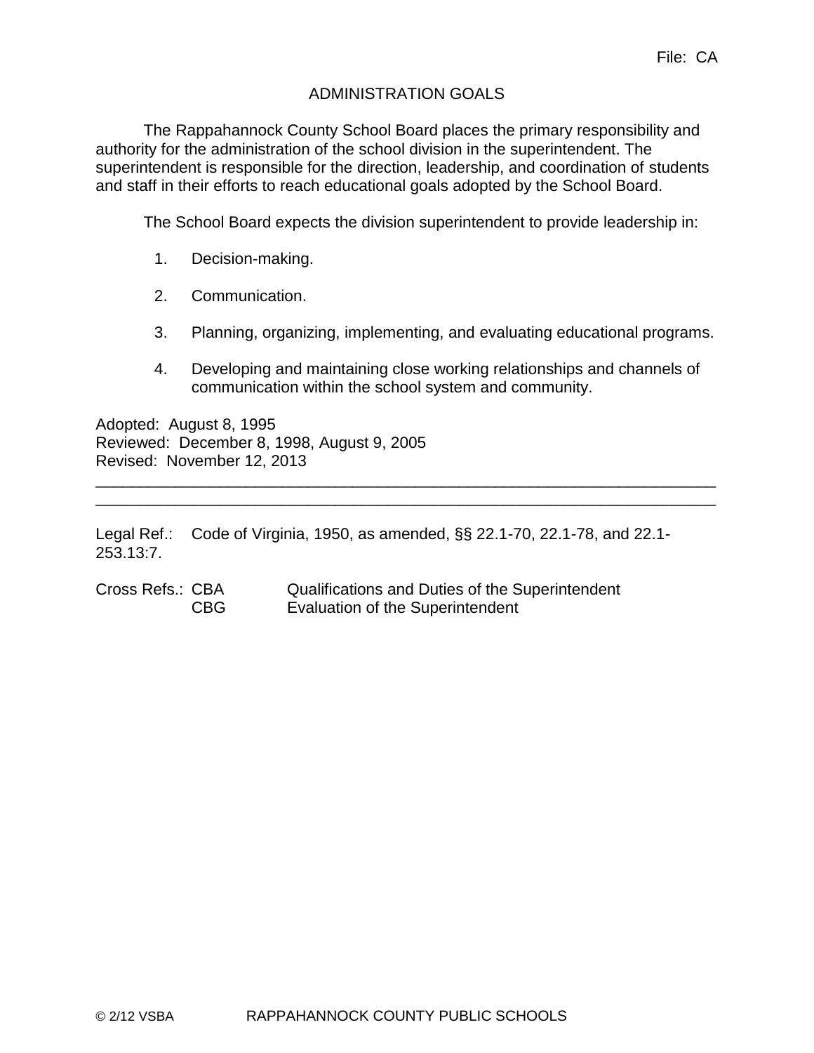File: CA

# ADMINISTRATION GOALS

The Rappahannock County School Board places the primary responsibility and authority for the administration of the school division in the superintendent. The superintendent is responsible for the direction, leadership, and coordination of students and staff in their efforts to reach educational goals adopted by the School Board.

The School Board expects the division superintendent to provide leadership in:

1. Decision-making.
2. Communication.
3. Planning, organizing, implementing, and evaluating educational programs.
4. Developing and maintaining close working relationships and channels of communication within the school system and community.

Adopted: August 8, 1995
Reviewed: December 8, 1998, August 9, 2005
Revised: November 12, 2013

---

Legal Ref.: Code of Virginia, 1950, as amended, §§ 22.1-70, 22.1-78, and 22.1-253.13:7.

Cross Refs.: CBA Qualifications and Duties of the Superintendent
CBG Evaluation of the Superintendent

© 2/12 VSBA RAPPAHANNOCK COUNTY PUBLIC SCHOOLS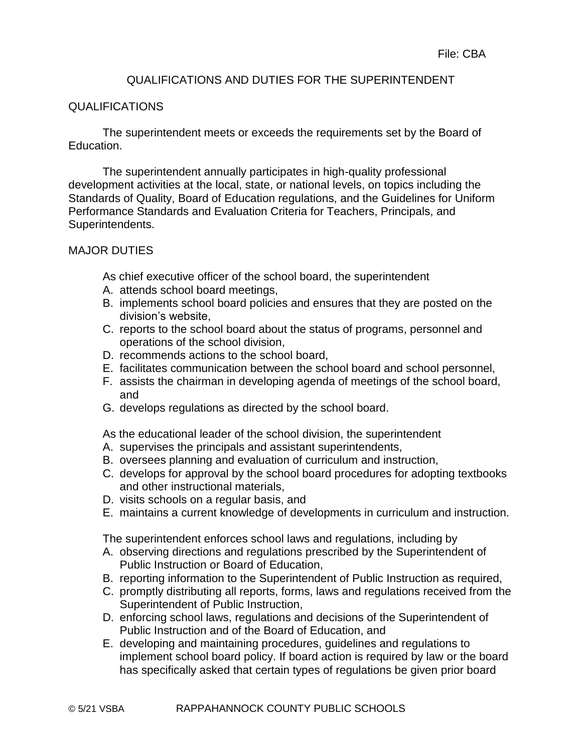File: CBA

# QUALIFICATIONS AND DUTIES FOR THE SUPERINTENDENT

## QUALIFICATIONS

The superintendent meets or exceeds the requirements set by the Board of Education.

The superintendent annually participates in high-quality professional development activities at the local, state, or national levels, on topics including the Standards of Quality, Board of Education regulations, and the Guidelines for Uniform Performance Standards and Evaluation Criteria for Teachers, Principals, and Superintendents.

## MAJOR DUTIES

As chief executive officer of the school board, the superintendent

A. attends school board meetings,
B. implements school board policies and ensures that they are posted on the division's website,
C. reports to the school board about the status of programs, personnel and operations of the school division,
D. recommends actions to the school board,
E. facilitates communication between the school board and school personnel,
F. assists the chairman in developing agenda of meetings of the school board, and
G. develops regulations as directed by the school board.

As the educational leader of the school division, the superintendent

A. supervises the principals and assistant superintendents,
B. oversees planning and evaluation of curriculum and instruction,
C. develops for approval by the school board procedures for adopting textbooks and other instructional materials,
D. visits schools on a regular basis, and
E. maintains a current knowledge of developments in curriculum and instruction.

The superintendent enforces school laws and regulations, including by

A. observing directions and regulations prescribed by the Superintendent of Public Instruction or Board of Education,
B. reporting information to the Superintendent of Public Instruction as required,
C. promptly distributing all reports, forms, laws and regulations received from the Superintendent of Public Instruction,
D. enforcing school laws, regulations and decisions of the Superintendent of Public Instruction and of the Board of Education, and
E. developing and maintaining procedures, guidelines and regulations to implement school board policy. If board action is required by law or the board has specifically asked that certain types of regulations be given prior board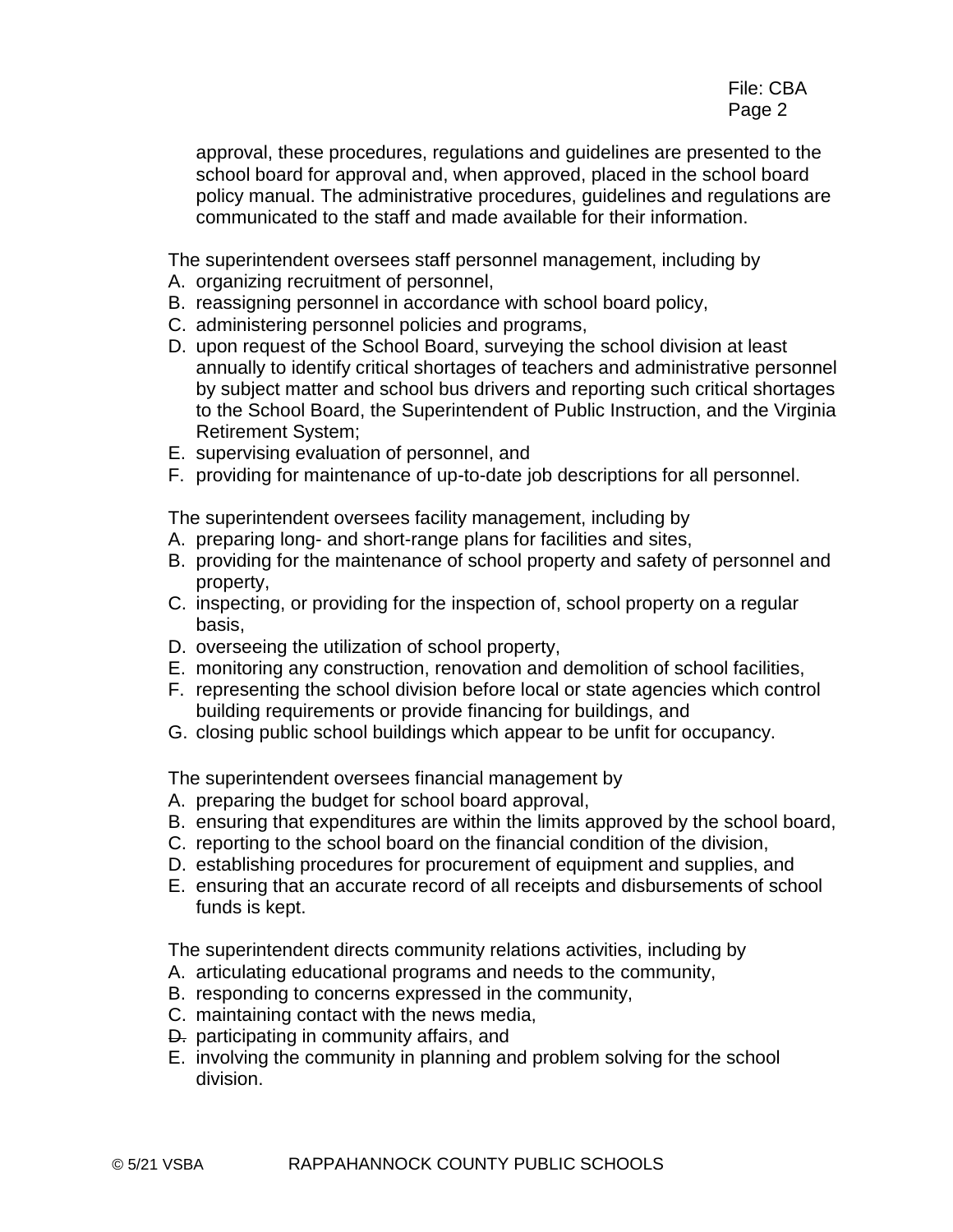approval, these procedures, regulations and guidelines are presented to the school board for approval and, when approved, placed in the school board policy manual. The administrative procedures, guidelines and regulations are communicated to the staff and made available for their information.

The superintendent oversees staff personnel management, including by

A. organizing recruitment of personnel,
B. reassigning personnel in accordance with school board policy,
C. administering personnel policies and programs,
D. upon request of the School Board, surveying the school division at least annually to identify critical shortages of teachers and administrative personnel by subject matter and school bus drivers and reporting such critical shortages to the School Board, the Superintendent of Public Instruction, and the Virginia Retirement System;
E. supervising evaluation of personnel, and
F. providing for maintenance of up-to-date job descriptions for all personnel.

The superintendent oversees facility management, including by

A. preparing long- and short-range plans for facilities and sites,
B. providing for the maintenance of school property and safety of personnel and property,
C. inspecting, or providing for the inspection of, school property on a regular basis,
D. overseeing the utilization of school property,
E. monitoring any construction, renovation and demolition of school facilities,
F. representing the school division before local or state agencies which control building requirements or provide financing for buildings, and
G. closing public school buildings which appear to be unfit for occupancy.

The superintendent oversees financial management by

A. preparing the budget for school board approval,
B. ensuring that expenditures are within the limits approved by the school board,
C. reporting to the school board on the financial condition of the division,
D. establishing procedures for procurement of equipment and supplies, and
E. ensuring that an accurate record of all receipts and disbursements of school funds is kept.

The superintendent directs community relations activities, including by

A. articulating educational programs and needs to the community,
B. responding to concerns expressed in the community,
C. maintaining contact with the news media,
~~D.~~ participating in community affairs, and
E. involving the community in planning and problem solving for the school division.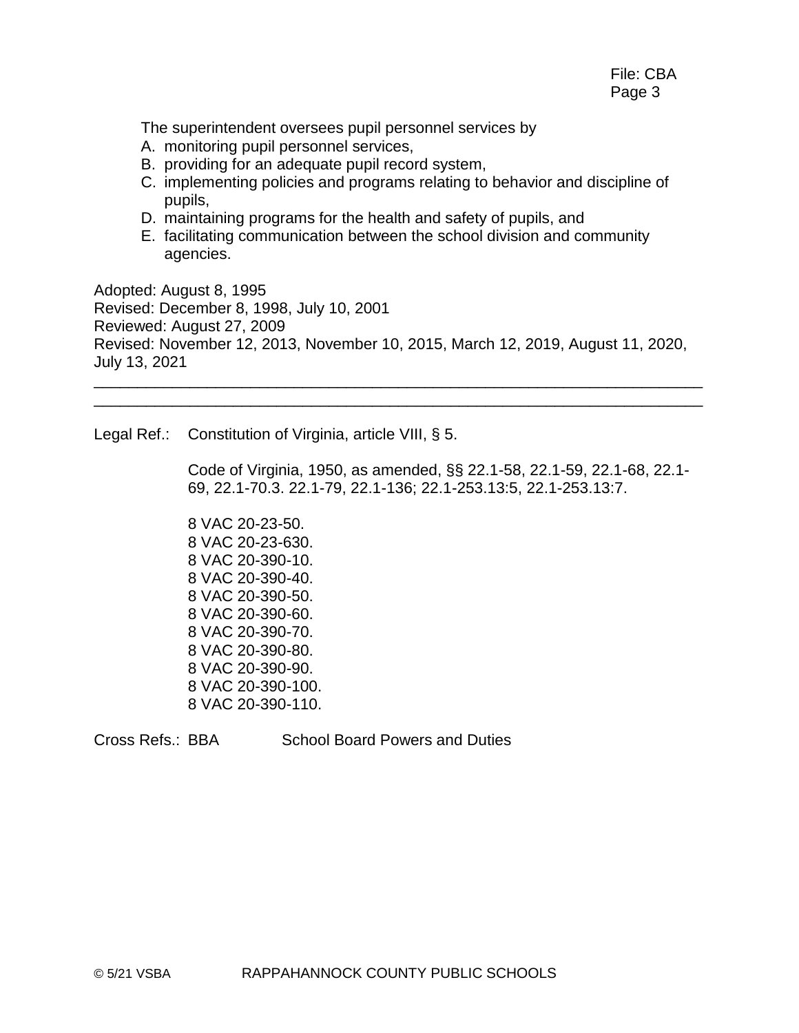The superintendent oversees pupil personnel services by

A. monitoring pupil personnel services,
B. providing for an adequate pupil record system,
C. implementing policies and programs relating to behavior and discipline of pupils,
D. maintaining programs for the health and safety of pupils, and
E. facilitating communication between the school division and community agencies.

Adopted: August 8, 1995
Revised: December 8, 1998, July 10, 2001
Reviewed: August 27, 2009
Revised: November 12, 2013, November 10, 2015, March 12, 2019, August 11, 2020, July 13, 2021

---

---

Legal Ref.: Constitution of Virginia, article VIII, § 5.

Code of Virginia, 1950, as amended, §§ 22.1-58, 22.1-59, 22.1-68, 22.1-69, 22.1-70.3. 22.1-79, 22.1-136; 22.1-253.13:5, 22.1-253.13:7.

8 VAC 20-23-50.
8 VAC 20-23-630.
8 VAC 20-390-10.
8 VAC 20-390-40.
8 VAC 20-390-50.
8 VAC 20-390-60.
8 VAC 20-390-70.
8 VAC 20-390-80.
8 VAC 20-390-90.
8 VAC 20-390-100.
8 VAC 20-390-110.

Cross Refs.: BBA School Board Powers and Duties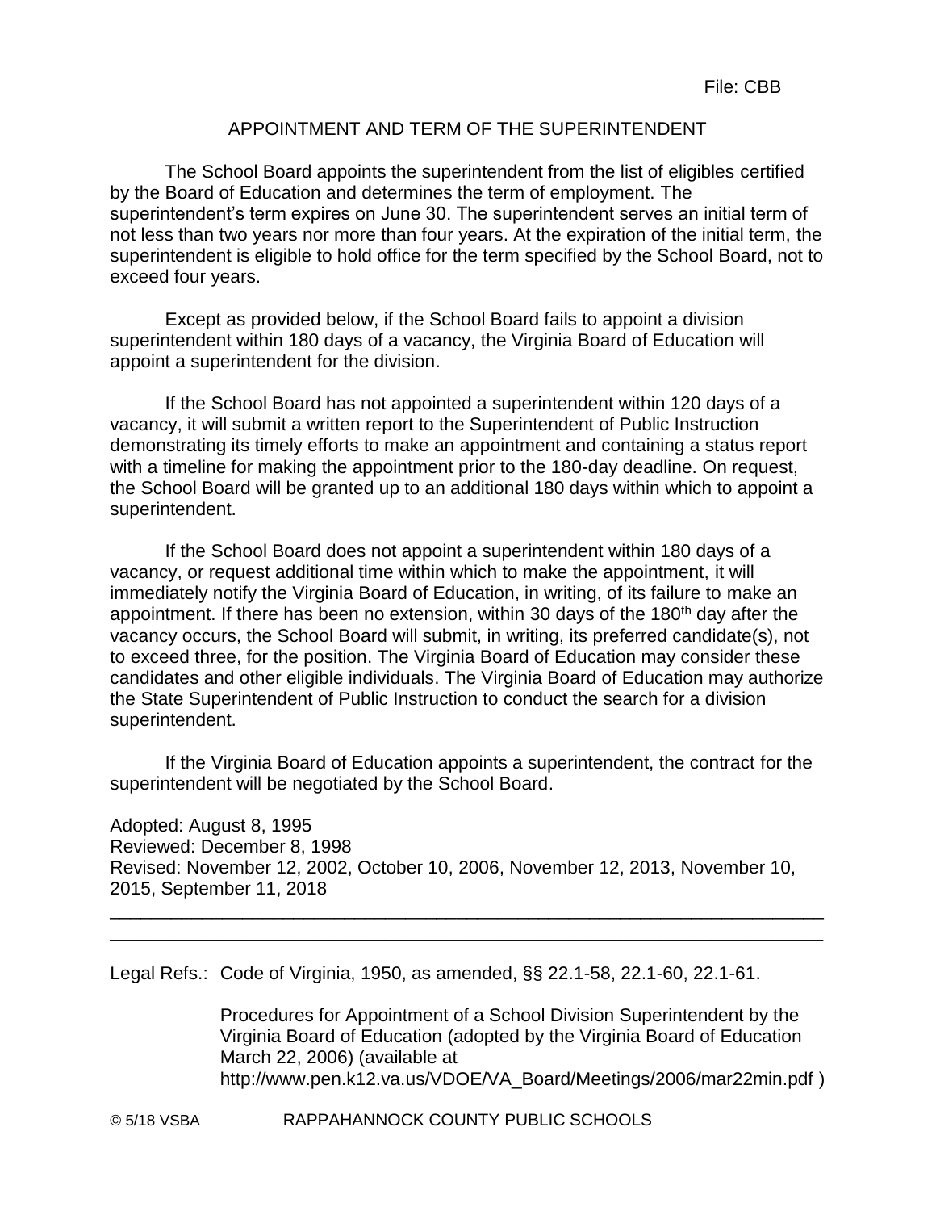File: CBB

# APPOINTMENT AND TERM OF THE SUPERINTENDENT

The School Board appoints the superintendent from the list of eligibles certified by the Board of Education and determines the term of employment. The superintendent's term expires on June 30. The superintendent serves an initial term of not less than two years nor more than four years. At the expiration of the initial term, the superintendent is eligible to hold office for the term specified by the School Board, not to exceed four years.

Except as provided below, if the School Board fails to appoint a division superintendent within 180 days of a vacancy, the Virginia Board of Education will appoint a superintendent for the division.

If the School Board has not appointed a superintendent within 120 days of a vacancy, it will submit a written report to the Superintendent of Public Instruction demonstrating its timely efforts to make an appointment and containing a status report with a timeline for making the appointment prior to the 180-day deadline. On request, the School Board will be granted up to an additional 180 days within which to appoint a superintendent.

If the School Board does not appoint a superintendent within 180 days of a vacancy, or request additional time within which to make the appointment, it will immediately notify the Virginia Board of Education, in writing, of its failure to make an appointment. If there has been no extension, within 30 days of the 180th day after the vacancy occurs, the School Board will submit, in writing, its preferred candidate(s), not to exceed three, for the position. The Virginia Board of Education may consider these candidates and other eligible individuals. The Virginia Board of Education may authorize the State Superintendent of Public Instruction to conduct the search for a division superintendent.

If the Virginia Board of Education appoints a superintendent, the contract for the superintendent will be negotiated by the School Board.

Adopted: August 8, 1995
Reviewed: December 8, 1998
Revised: November 12, 2002, October 10, 2006, November 12, 2013, November 10, 2015, September 11, 2018

---

Legal Refs.: Code of Virginia, 1950, as amended, §§ 22.1-58, 22.1-60, 22.1-61.

Procedures for Appointment of a School Division Superintendent by the Virginia Board of Education (adopted by the Virginia Board of Education March 22, 2006) (available at http://www.pen.k12.va.us/VDOE/VA_Board/Meetings/2006/mar22min.pdf )

© 5/18 VSBA RAPPAHANNOCK COUNTY PUBLIC SCHOOLS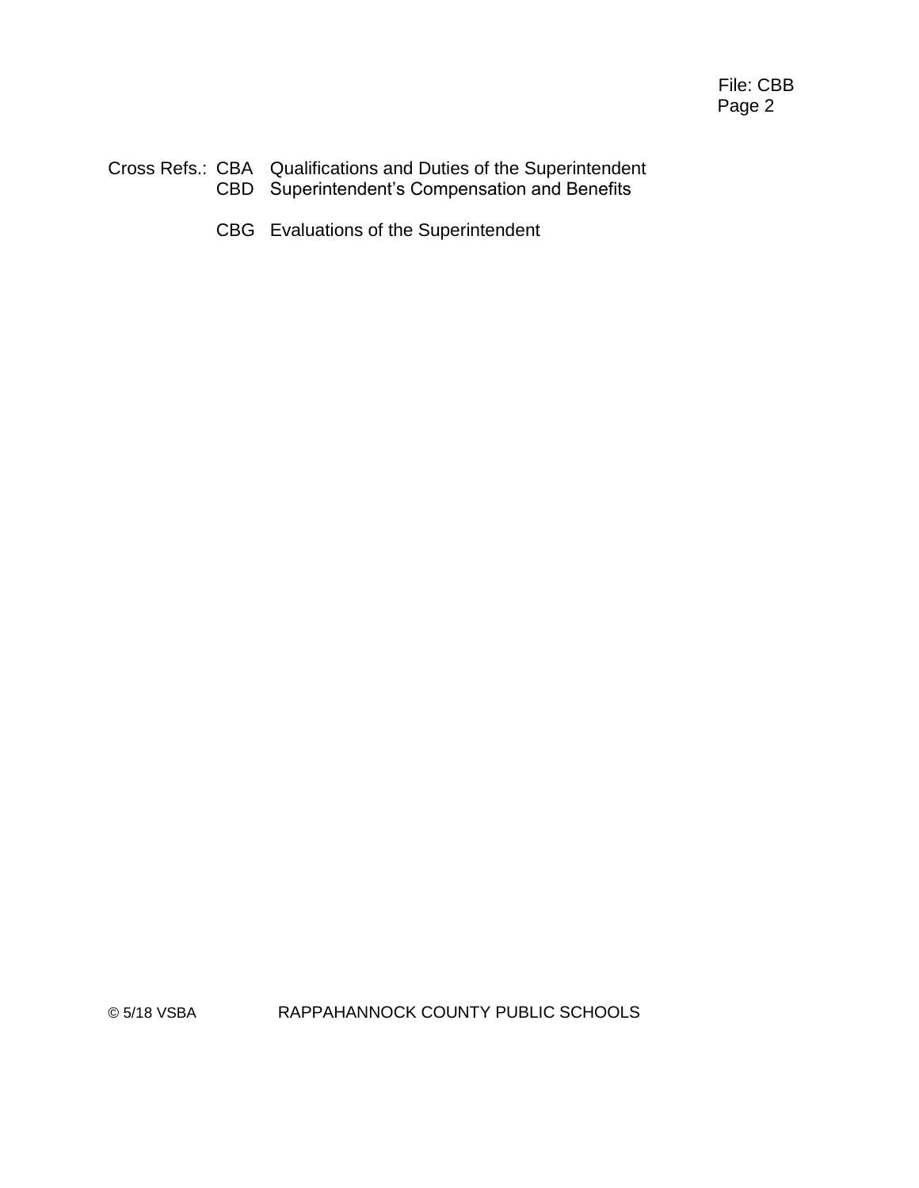Cross Refs.: CBA Qualifications and Duties of the Superintendent
CBD Superintendent's Compensation and Benefits

CBG Evaluations of the Superintendent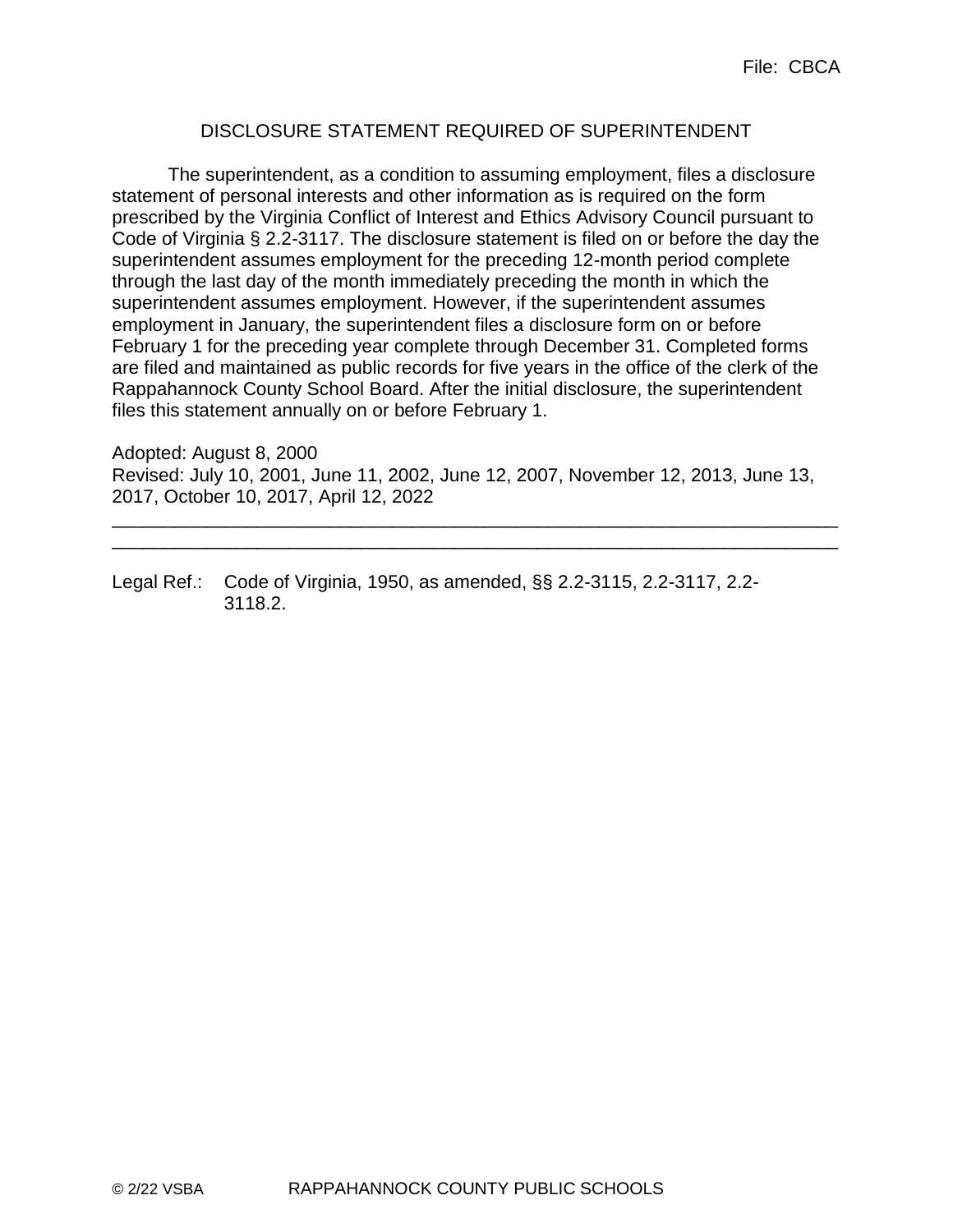File: CBCA

# DISCLOSURE STATEMENT REQUIRED OF SUPERINTENDENT

The superintendent, as a condition to assuming employment, files a disclosure statement of personal interests and other information as is required on the form prescribed by the Virginia Conflict of Interest and Ethics Advisory Council pursuant to Code of Virginia § 2.2-3117. The disclosure statement is filed on or before the day the superintendent assumes employment for the preceding 12-month period complete through the last day of the month immediately preceding the month in which the superintendent assumes employment. However, if the superintendent assumes employment in January, the superintendent files a disclosure form on or before February 1 for the preceding year complete through December 31. Completed forms are filed and maintained as public records for five years in the office of the clerk of the Rappahannock County School Board. After the initial disclosure, the superintendent files this statement annually on or before February 1.

Adopted: August 8, 2000
Revised: July 10, 2001, June 11, 2002, June 12, 2007, November 12, 2013, June 13, 2017, October 10, 2017, April 12, 2022

---

Legal Ref.: Code of Virginia, 1950, as amended, §§ 2.2-3115, 2.2-3117, 2.2-3118.2.

© 2/22 VSBA RAPPAHANNOCK COUNTY PUBLIC SCHOOLS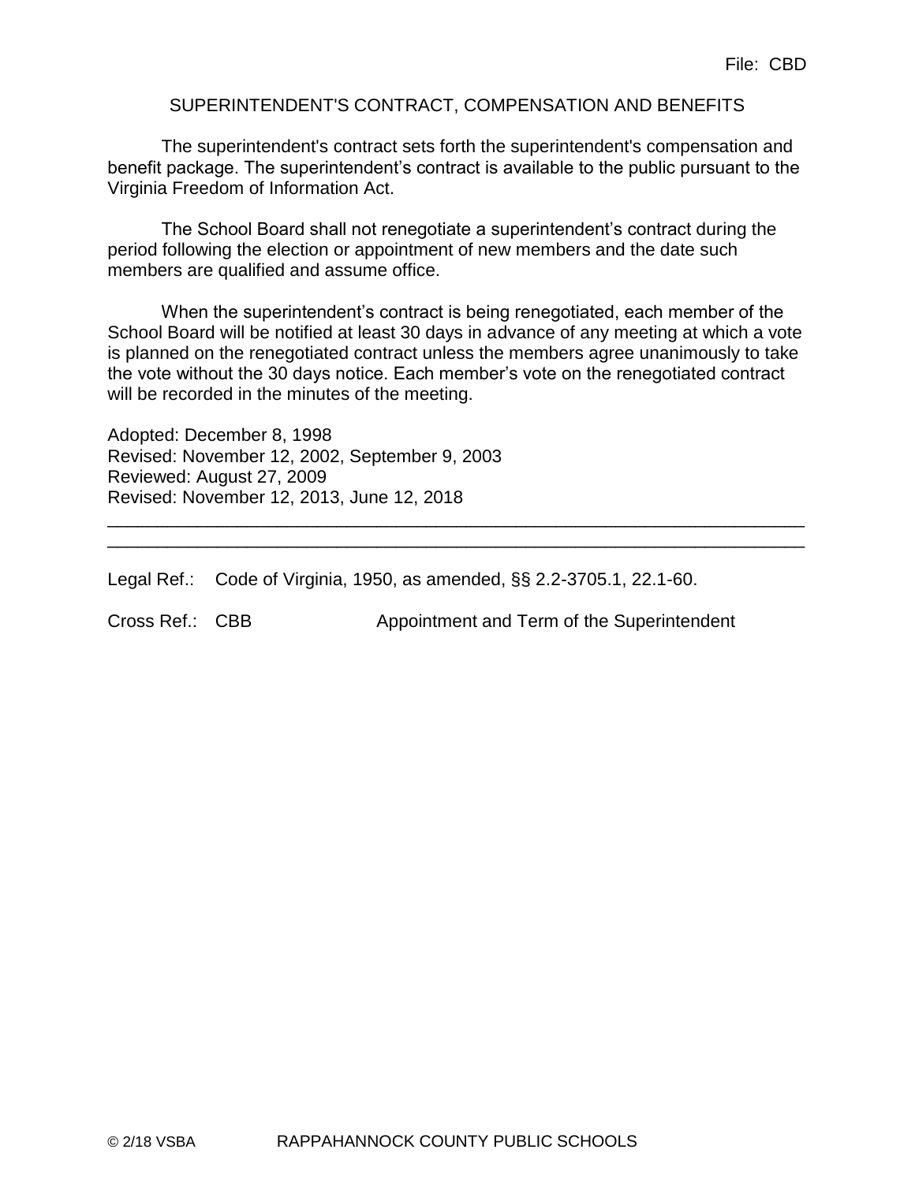File: CBD

## SUPERINTENDENT'S CONTRACT, COMPENSATION AND BENEFITS

The superintendent's contract sets forth the superintendent's compensation and benefit package. The superintendent's contract is available to the public pursuant to the Virginia Freedom of Information Act.

The School Board shall not renegotiate a superintendent's contract during the period following the election or appointment of new members and the date such members are qualified and assume office.

When the superintendent's contract is being renegotiated, each member of the School Board will be notified at least 30 days in advance of any meeting at which a vote is planned on the renegotiated contract unless the members agree unanimously to take the vote without the 30 days notice. Each member's vote on the renegotiated contract will be recorded in the minutes of the meeting.

Adopted: December 8, 1998
Revised: November 12, 2002, September 9, 2003
Reviewed: August 27, 2009
Revised: November 12, 2013, June 12, 2018

---

Legal Ref.: Code of Virginia, 1950, as amended, §§ 2.2-3705.1, 22.1-60.

Cross Ref.: CBB Appointment and Term of the Superintendent

© 2/18 VSBA RAPPAHANNOCK COUNTY PUBLIC SCHOOLS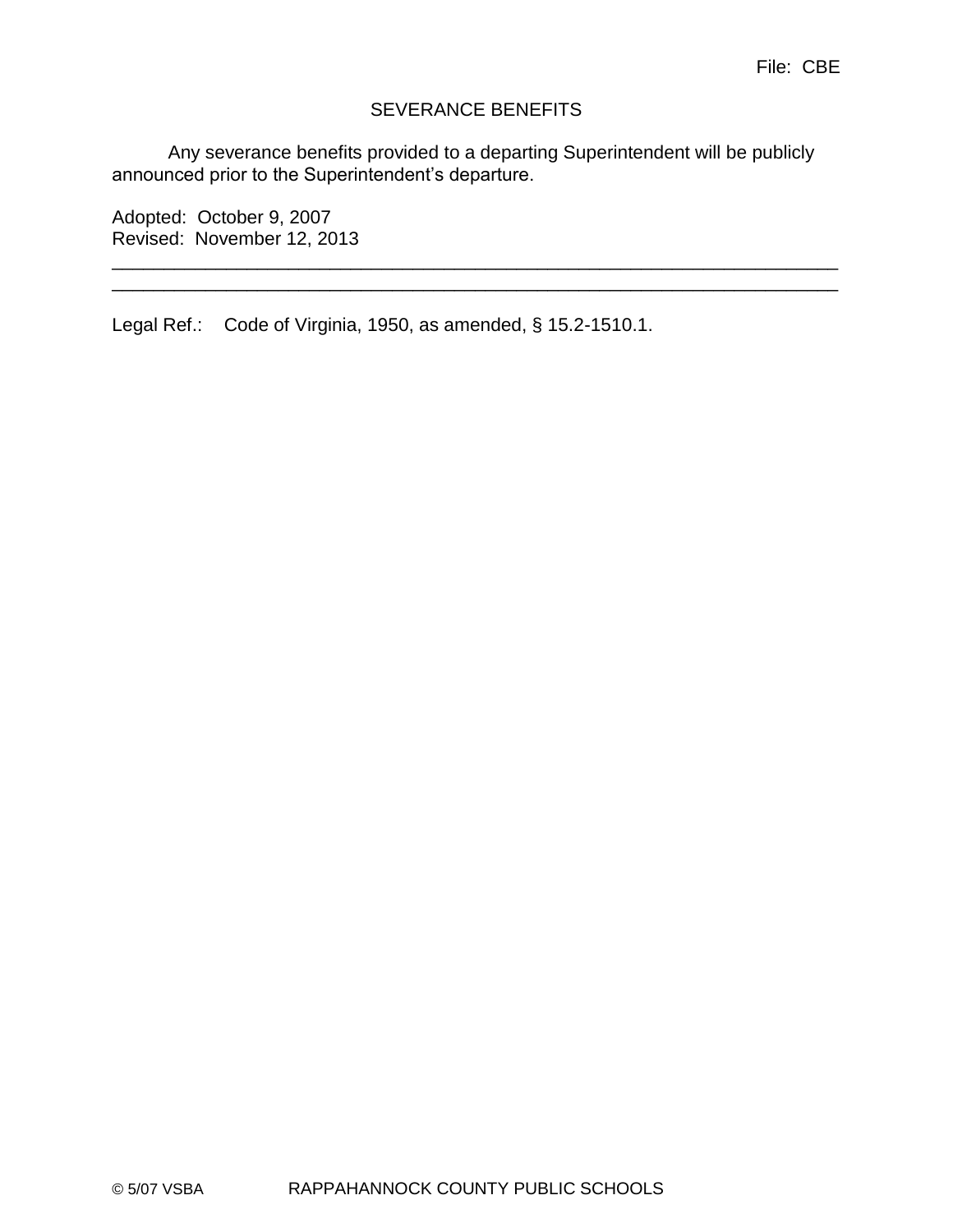File: CBE

# SEVERANCE BENEFITS

Any severance benefits provided to a departing Superintendent will be publicly announced prior to the Superintendent's departure.

Adopted: October 9, 2007
Revised: November 12, 2013

---

---

Legal Ref.: Code of Virginia, 1950, as amended, § 15.2-1510.1.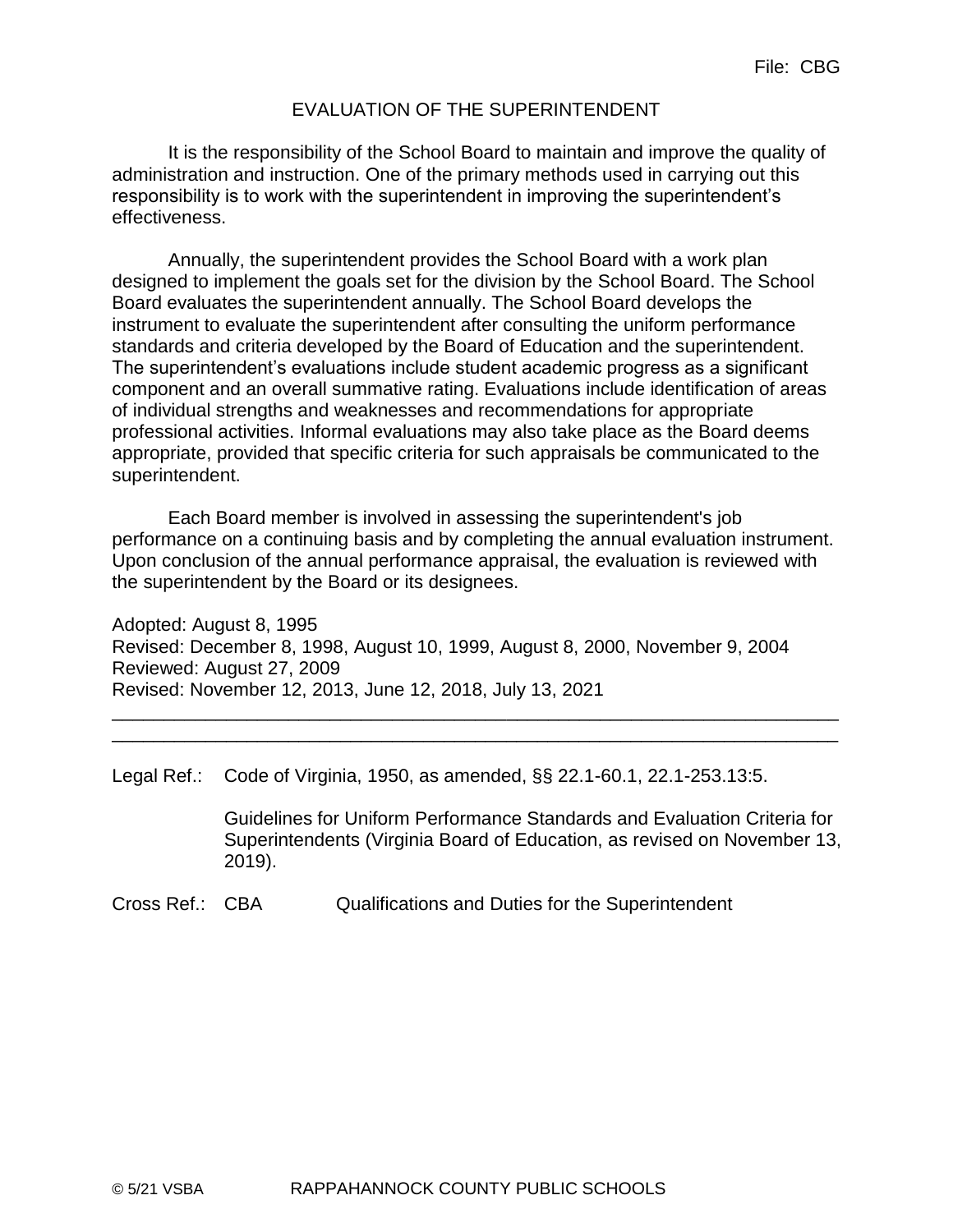File: CBG

# EVALUATION OF THE SUPERINTENDENT

It is the responsibility of the School Board to maintain and improve the quality of administration and instruction. One of the primary methods used in carrying out this responsibility is to work with the superintendent in improving the superintendent's effectiveness.

Annually, the superintendent provides the School Board with a work plan designed to implement the goals set for the division by the School Board. The School Board evaluates the superintendent annually. The School Board develops the instrument to evaluate the superintendent after consulting the uniform performance standards and criteria developed by the Board of Education and the superintendent. The superintendent's evaluations include student academic progress as a significant component and an overall summative rating. Evaluations include identification of areas of individual strengths and weaknesses and recommendations for appropriate professional activities. Informal evaluations may also take place as the Board deems appropriate, provided that specific criteria for such appraisals be communicated to the superintendent.

Each Board member is involved in assessing the superintendent's job performance on a continuing basis and by completing the annual evaluation instrument. Upon conclusion of the annual performance appraisal, the evaluation is reviewed with the superintendent by the Board or its designees.

Adopted: August 8, 1995
Revised: December 8, 1998, August 10, 1999, August 8, 2000, November 9, 2004
Reviewed: August 27, 2009
Revised: November 12, 2013, June 12, 2018, July 13, 2021

---

Legal Ref.: Code of Virginia, 1950, as amended, §§ 22.1-60.1, 22.1-253.13:5.

Guidelines for Uniform Performance Standards and Evaluation Criteria for Superintendents (Virginia Board of Education, as revised on November 13, 2019).

Cross Ref.: CBA Qualifications and Duties for the Superintendent

© 5/21 VSBA RAPPAHANNOCK COUNTY PUBLIC SCHOOLS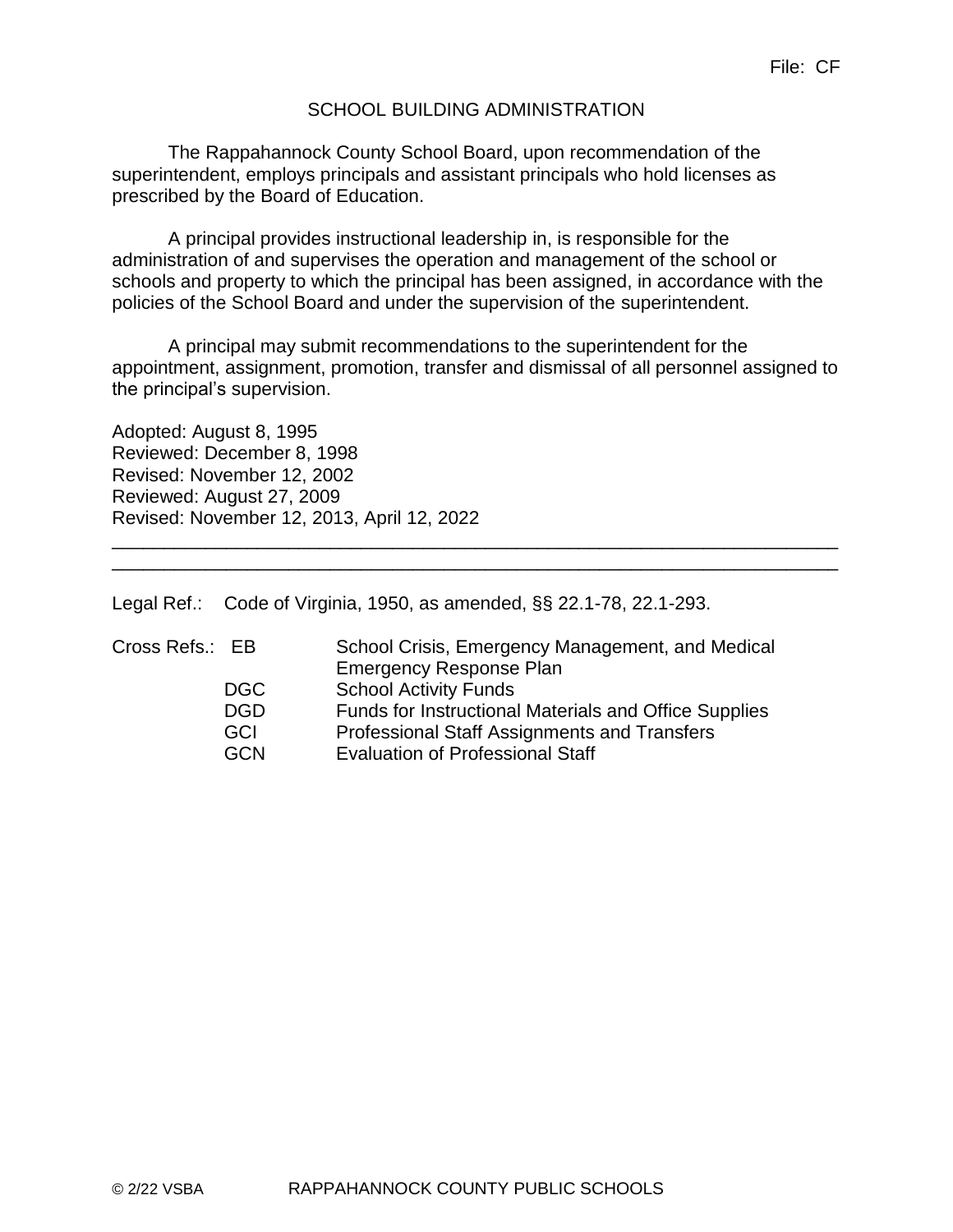File: CF

# SCHOOL BUILDING ADMINISTRATION

The Rappahannock County School Board, upon recommendation of the superintendent, employs principals and assistant principals who hold licenses as prescribed by the Board of Education.

A principal provides instructional leadership in, is responsible for the administration of and supervises the operation and management of the school or schools and property to which the principal has been assigned, in accordance with the policies of the School Board and under the supervision of the superintendent.

A principal may submit recommendations to the superintendent for the appointment, assignment, promotion, transfer and dismissal of all personnel assigned to the principal's supervision.

Adopted: August 8, 1995
Reviewed: December 8, 1998
Revised: November 12, 2002
Reviewed: August 27, 2009
Revised: November 12, 2013, April 12, 2022

---

Legal Ref.: Code of Virginia, 1950, as amended, §§ 22.1-78, 22.1-293.

Cross Refs.:

| | |
|---|---|
| EB | School Crisis, Emergency Management, and Medical Emergency Response Plan |
| DGC | School Activity Funds |
| DGD | Funds for Instructional Materials and Office Supplies |
| GCI | Professional Staff Assignments and Transfers |
| GCN | Evaluation of Professional Staff |

© 2/22 VSBA RAPPAHANNOCK COUNTY PUBLIC SCHOOLS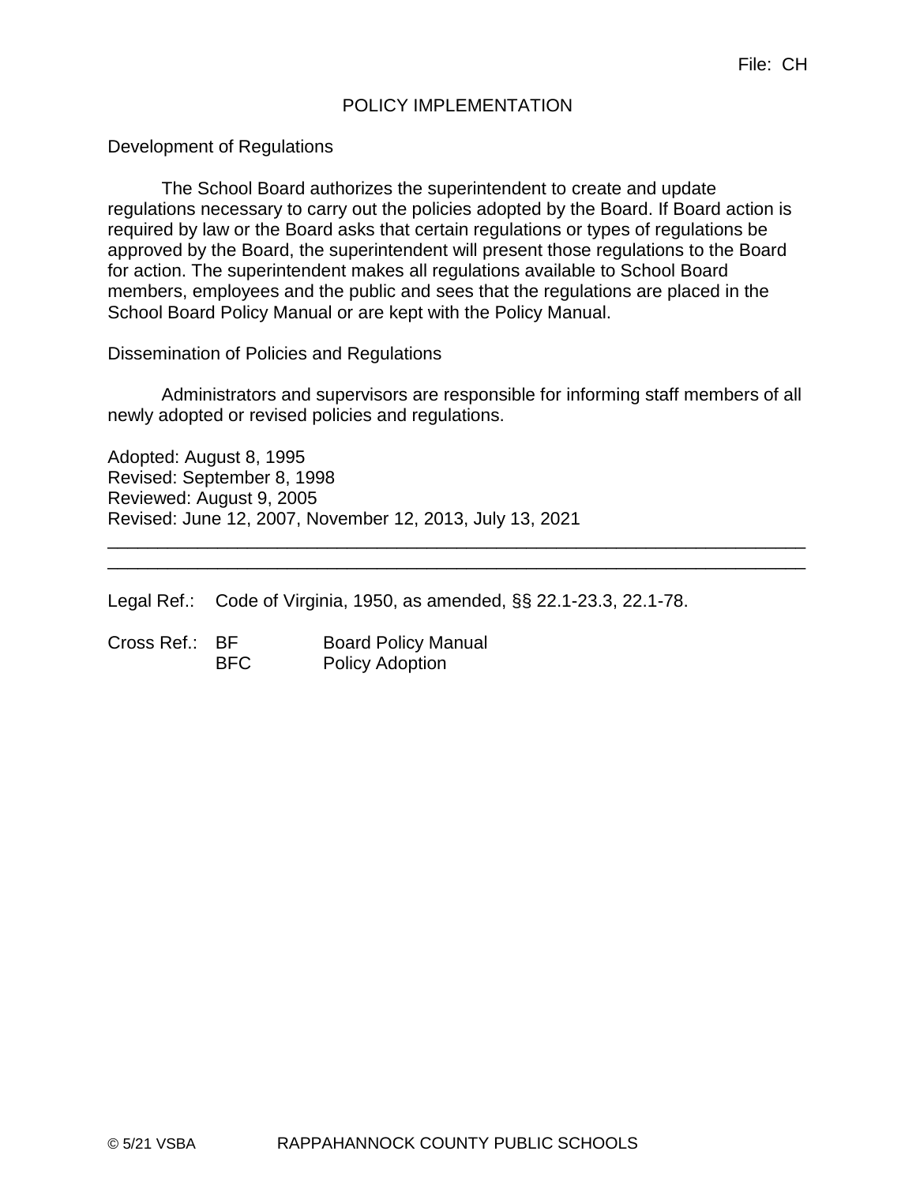File: CH

# POLICY IMPLEMENTATION

## Development of Regulations

The School Board authorizes the superintendent to create and update regulations necessary to carry out the policies adopted by the Board. If Board action is required by law or the Board asks that certain regulations or types of regulations be approved by the Board, the superintendent will present those regulations to the Board for action. The superintendent makes all regulations available to School Board members, employees and the public and sees that the regulations are placed in the School Board Policy Manual or are kept with the Policy Manual.

## Dissemination of Policies and Regulations

Administrators and supervisors are responsible for informing staff members of all newly adopted or revised policies and regulations.

Adopted: August 8, 1995
Revised: September 8, 1998
Reviewed: August 9, 2005
Revised: June 12, 2007, November 12, 2013, July 13, 2021

---

---

Legal Ref.: Code of Virginia, 1950, as amended, §§ 22.1-23.3, 22.1-78.

Cross Ref.: BF Board Policy Manual
BFC Policy Adoption

© 5/21 VSBA RAPPAHANNOCK COUNTY PUBLIC SCHOOLS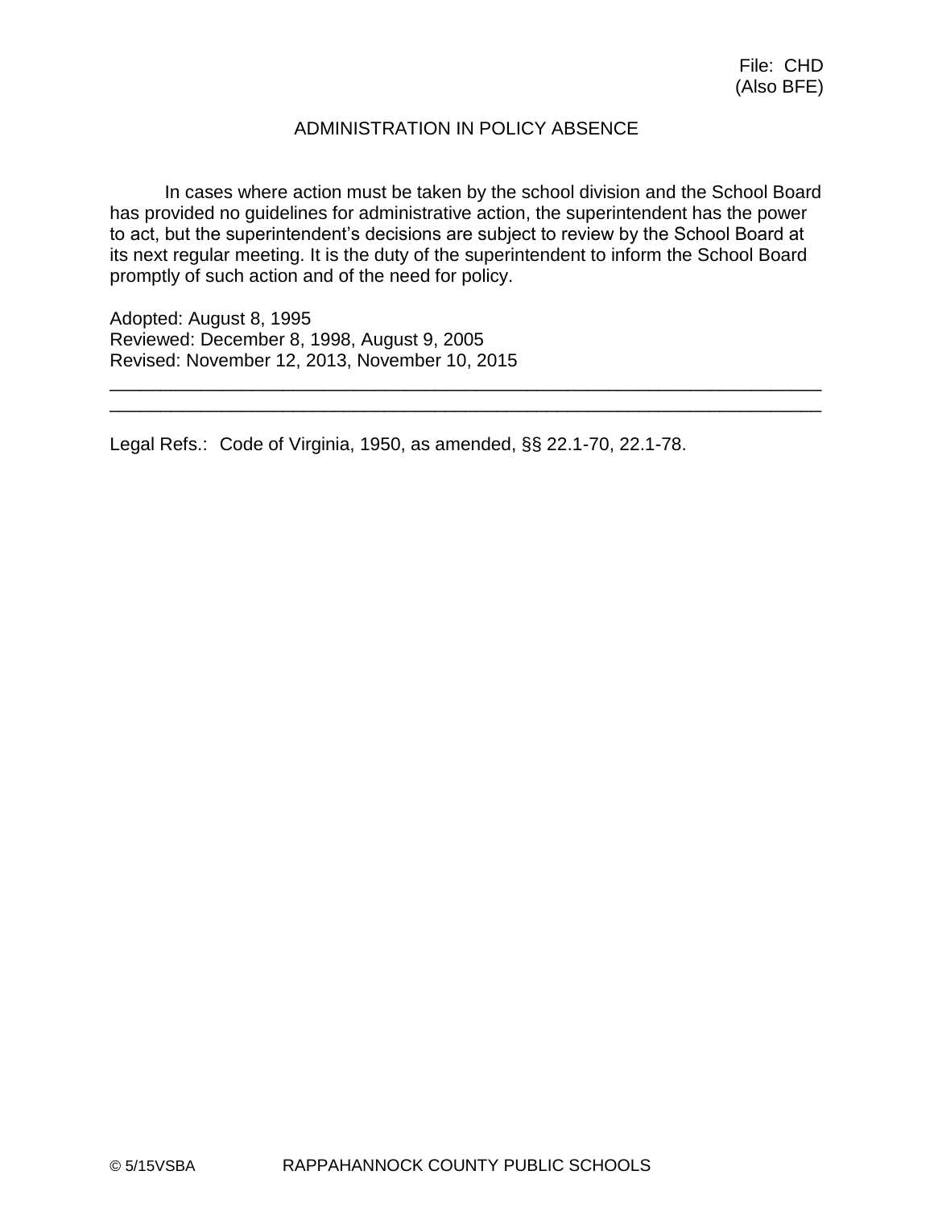File: CHD
(Also BFE)

# ADMINISTRATION IN POLICY ABSENCE

In cases where action must be taken by the school division and the School Board has provided no guidelines for administrative action, the superintendent has the power to act, but the superintendent's decisions are subject to review by the School Board at its next regular meeting. It is the duty of the superintendent to inform the School Board promptly of such action and of the need for policy.

Adopted: August 8, 1995
Reviewed: December 8, 1998, August 9, 2005
Revised: November 12, 2013, November 10, 2015

---

Legal Refs.: Code of Virginia, 1950, as amended, §§ 22.1-70, 22.1-78.

© 5/15VSBA RAPPAHANNOCK COUNTY PUBLIC SCHOOLS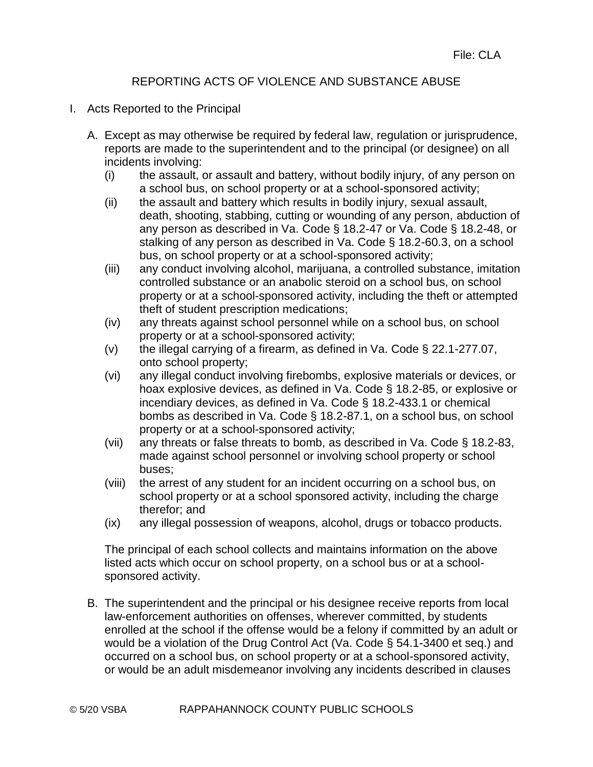File: CLA

# REPORTING ACTS OF VIOLENCE AND SUBSTANCE ABUSE

I. Acts Reported to the Principal

A. Except as may otherwise be required by federal law, regulation or jurisprudence, reports are made to the superintendent and to the principal (or designee) on all incidents involving:

(i) the assault, or assault and battery, without bodily injury, of any person on a school bus, on school property or at a school-sponsored activity;

(ii) the assault and battery which results in bodily injury, sexual assault, death, shooting, stabbing, cutting or wounding of any person, abduction of any person as described in Va. Code § 18.2-47 or Va. Code § 18.2-48, or stalking of any person as described in Va. Code § 18.2-60.3, on a school bus, on school property or at a school-sponsored activity;

(iii) any conduct involving alcohol, marijuana, a controlled substance, imitation controlled substance or an anabolic steroid on a school bus, on school property or at a school-sponsored activity, including the theft or attempted theft of student prescription medications;

(iv) any threats against school personnel while on a school bus, on school property or at a school-sponsored activity;

(v) the illegal carrying of a firearm, as defined in Va. Code § 22.1-277.07, onto school property;

(vi) any illegal conduct involving firebombs, explosive materials or devices, or hoax explosive devices, as defined in Va. Code § 18.2-85, or explosive or incendiary devices, as defined in Va. Code § 18.2-433.1 or chemical bombs as described in Va. Code § 18.2-87.1, on a school bus, on school property or at a school-sponsored activity;

(vii) any threats or false threats to bomb, as described in Va. Code § 18.2-83, made against school personnel or involving school property or school buses;

(viii) the arrest of any student for an incident occurring on a school bus, on school property or at a school sponsored activity, including the charge therefor; and

(ix) any illegal possession of weapons, alcohol, drugs or tobacco products.

The principal of each school collects and maintains information on the above listed acts which occur on school property, on a school bus or at a school-sponsored activity.

B. The superintendent and the principal or his designee receive reports from local law-enforcement authorities on offenses, wherever committed, by students enrolled at the school if the offense would be a felony if committed by an adult or would be a violation of the Drug Control Act (Va. Code § 54.1-3400 et seq.) and occurred on a school bus, on school property or at a school-sponsored activity, or would be an adult misdemeanor involving any incidents described in clauses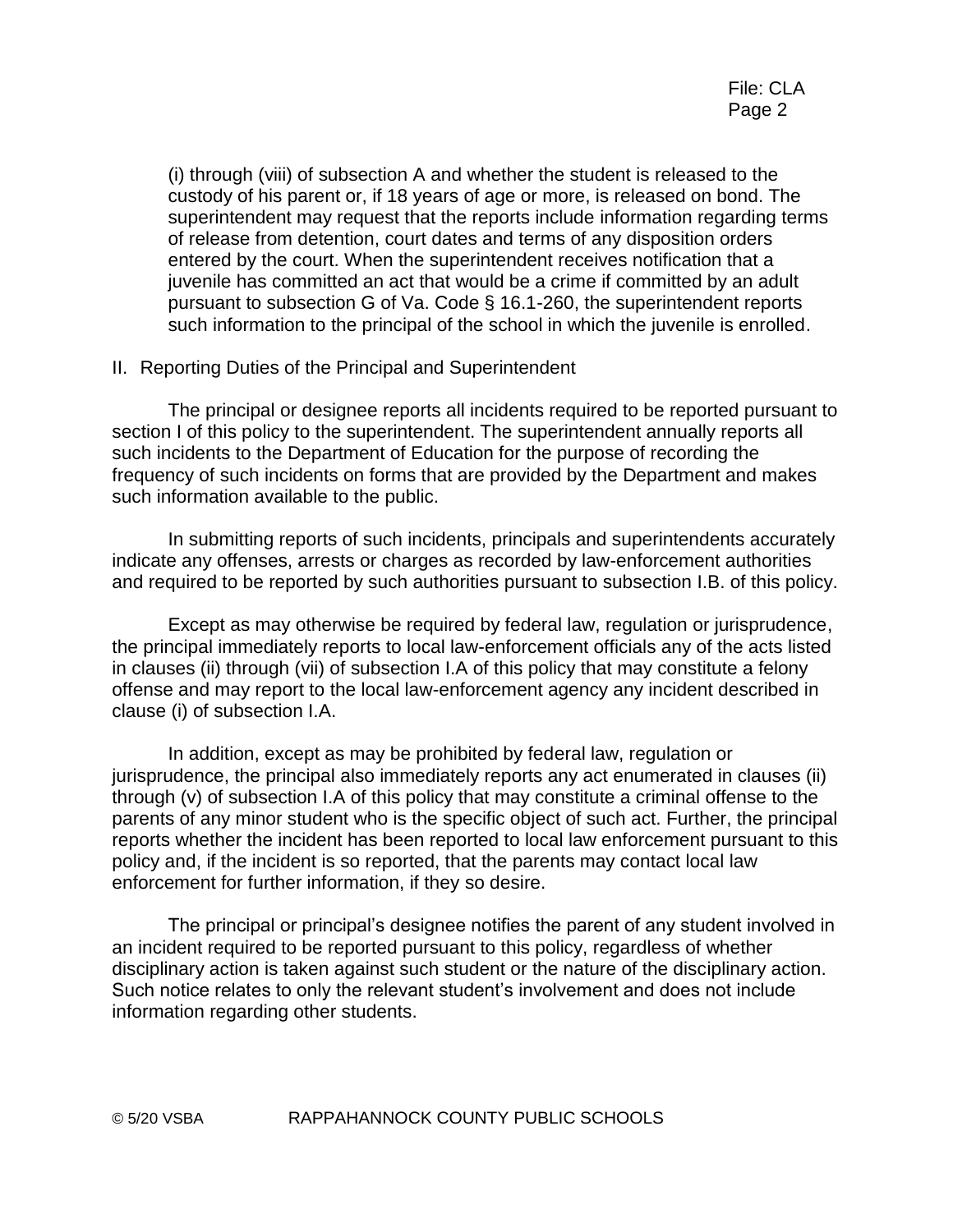(i) through (viii) of subsection A and whether the student is released to the custody of his parent or, if 18 years of age or more, is released on bond. The superintendent may request that the reports include information regarding terms of release from detention, court dates and terms of any disposition orders entered by the court. When the superintendent receives notification that a juvenile has committed an act that would be a crime if committed by an adult pursuant to subsection G of Va. Code § 16.1-260, the superintendent reports such information to the principal of the school in which the juvenile is enrolled.

II. Reporting Duties of the Principal and Superintendent

The principal or designee reports all incidents required to be reported pursuant to section I of this policy to the superintendent. The superintendent annually reports all such incidents to the Department of Education for the purpose of recording the frequency of such incidents on forms that are provided by the Department and makes such information available to the public.

In submitting reports of such incidents, principals and superintendents accurately indicate any offenses, arrests or charges as recorded by law-enforcement authorities and required to be reported by such authorities pursuant to subsection I.B. of this policy.

Except as may otherwise be required by federal law, regulation or jurisprudence, the principal immediately reports to local law-enforcement officials any of the acts listed in clauses (ii) through (vii) of subsection I.A of this policy that may constitute a felony offense and may report to the local law-enforcement agency any incident described in clause (i) of subsection I.A.

In addition, except as may be prohibited by federal law, regulation or jurisprudence, the principal also immediately reports any act enumerated in clauses (ii) through (v) of subsection I.A of this policy that may constitute a criminal offense to the parents of any minor student who is the specific object of such act. Further, the principal reports whether the incident has been reported to local law enforcement pursuant to this policy and, if the incident is so reported, that the parents may contact local law enforcement for further information, if they so desire.

The principal or principal's designee notifies the parent of any student involved in an incident required to be reported pursuant to this policy, regardless of whether disciplinary action is taken against such student or the nature of the disciplinary action. Such notice relates to only the relevant student's involvement and does not include information regarding other students.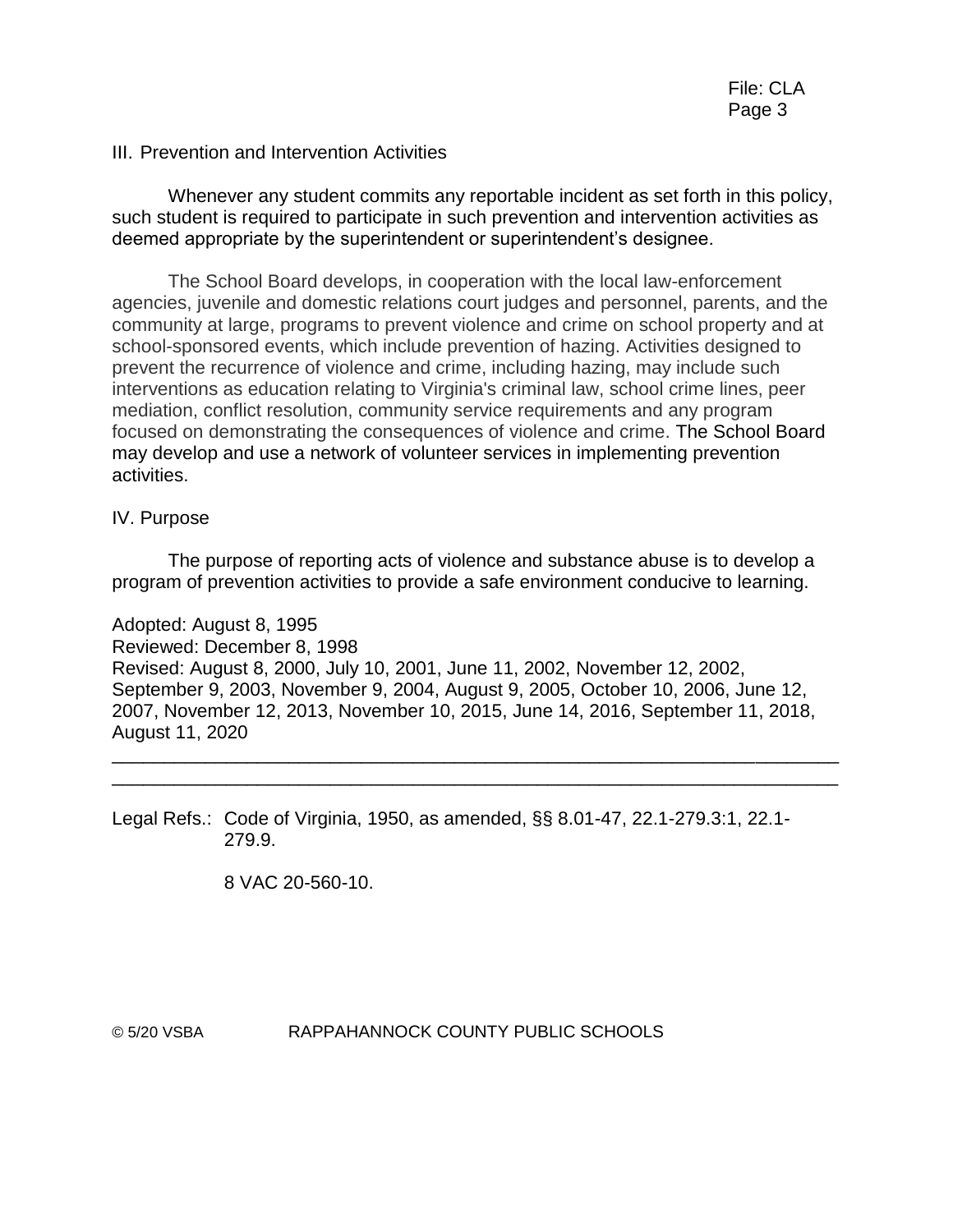## III. Prevention and Intervention Activities

Whenever any student commits any reportable incident as set forth in this policy, such student is required to participate in such prevention and intervention activities as deemed appropriate by the superintendent or superintendent's designee.

The School Board develops, in cooperation with the local law-enforcement agencies, juvenile and domestic relations court judges and personnel, parents, and the community at large, programs to prevent violence and crime on school property and at school-sponsored events, which include prevention of hazing. Activities designed to prevent the recurrence of violence and crime, including hazing, may include such interventions as education relating to Virginia's criminal law, school crime lines, peer mediation, conflict resolution, community service requirements and any program focused on demonstrating the consequences of violence and crime. The School Board may develop and use a network of volunteer services in implementing prevention activities.

## IV. Purpose

The purpose of reporting acts of violence and substance abuse is to develop a program of prevention activities to provide a safe environment conducive to learning.

Adopted: August 8, 1995
Reviewed: December 8, 1998
Revised: August 8, 2000, July 10, 2001, June 11, 2002, November 12, 2002, September 9, 2003, November 9, 2004, August 9, 2005, October 10, 2006, June 12, 2007, November 12, 2013, November 10, 2015, June 14, 2016, September 11, 2018, August 11, 2020

---

Legal Refs.: Code of Virginia, 1950, as amended, §§ 8.01-47, 22.1-279.3:1, 22.1-279.9.

8 VAC 20-560-10.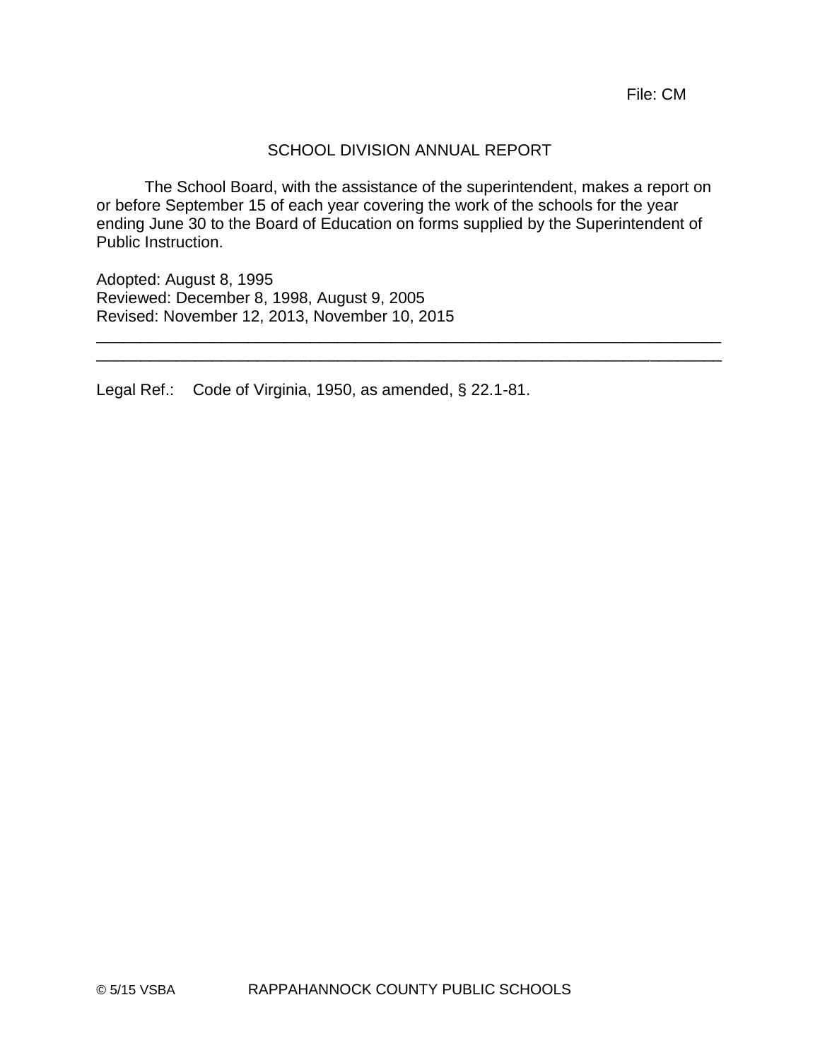File: CM

# SCHOOL DIVISION ANNUAL REPORT

The School Board, with the assistance of the superintendent, makes a report on or before September 15 of each year covering the work of the schools for the year ending June 30 to the Board of Education on forms supplied by the Superintendent of Public Instruction.

Adopted: August 8, 1995
Reviewed: December 8, 1998, August 9, 2005
Revised: November 12, 2013, November 10, 2015

---

---

Legal Ref.: Code of Virginia, 1950, as amended, § 22.1-81.

© 5/15 VSBA RAPPAHANNOCK COUNTY PUBLIC SCHOOLS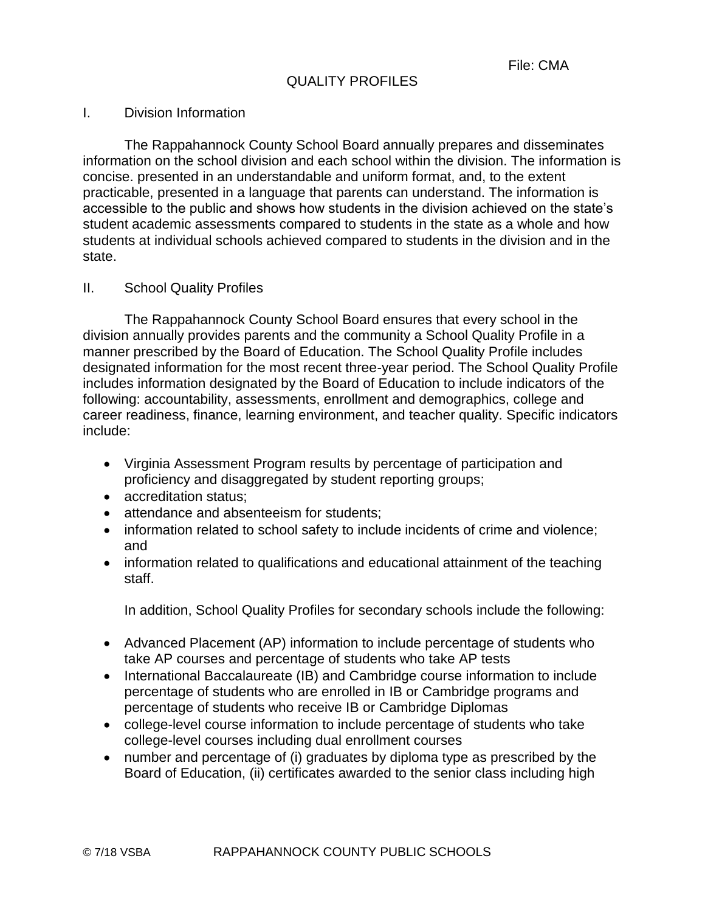File: CMA

# QUALITY PROFILES

## I. Division Information

The Rappahannock County School Board annually prepares and disseminates information on the school division and each school within the division. The information is concise. presented in an understandable and uniform format, and, to the extent practicable, presented in a language that parents can understand. The information is accessible to the public and shows how students in the division achieved on the state's student academic assessments compared to students in the state as a whole and how students at individual schools achieved compared to students in the division and in the state.

## II. School Quality Profiles

The Rappahannock County School Board ensures that every school in the division annually provides parents and the community a School Quality Profile in a manner prescribed by the Board of Education. The School Quality Profile includes designated information for the most recent three-year period. The School Quality Profile includes information designated by the Board of Education to include indicators of the following: accountability, assessments, enrollment and demographics, college and career readiness, finance, learning environment, and teacher quality. Specific indicators include:

- Virginia Assessment Program results by percentage of participation and proficiency and disaggregated by student reporting groups;
- accreditation status;
- attendance and absenteeism for students;
- information related to school safety to include incidents of crime and violence; and
- information related to qualifications and educational attainment of the teaching staff.

In addition, School Quality Profiles for secondary schools include the following:

- Advanced Placement (AP) information to include percentage of students who take AP courses and percentage of students who take AP tests
- International Baccalaureate (IB) and Cambridge course information to include percentage of students who are enrolled in IB or Cambridge programs and percentage of students who receive IB or Cambridge Diplomas
- college-level course information to include percentage of students who take college-level courses including dual enrollment courses
- number and percentage of (i) graduates by diploma type as prescribed by the Board of Education, (ii) certificates awarded to the senior class including high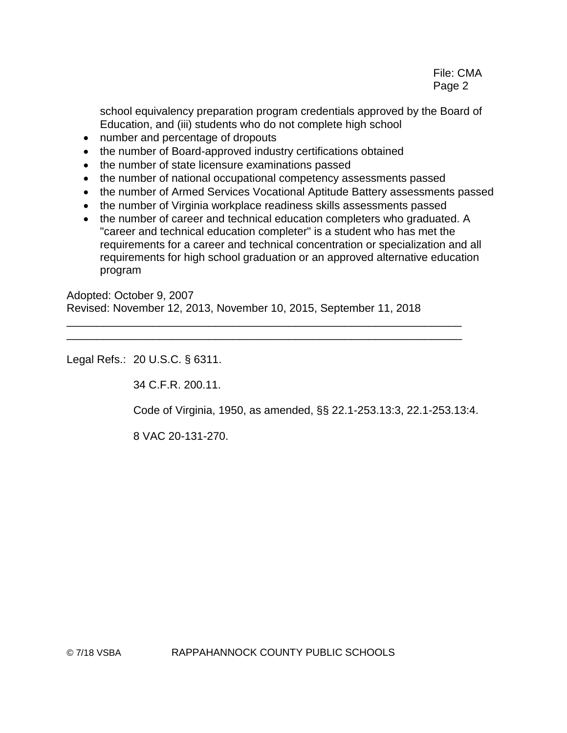school equivalency preparation program credentials approved by the Board of Education, and (iii) students who do not complete high school

- number and percentage of dropouts
- the number of Board-approved industry certifications obtained
- the number of state licensure examinations passed
- the number of national occupational competency assessments passed
- the number of Armed Services Vocational Aptitude Battery assessments passed
- the number of Virginia workplace readiness skills assessments passed
- the number of career and technical education completers who graduated. A "career and technical education completer" is a student who has met the requirements for a career and technical concentration or specialization and all requirements for high school graduation or an approved alternative education program

Adopted: October 9, 2007
Revised: November 12, 2013, November 10, 2015, September 11, 2018

---

---

Legal Refs.: 20 U.S.C. § 6311.

34 C.F.R. 200.11.

Code of Virginia, 1950, as amended, §§ 22.1-253.13:3, 22.1-253.13:4.

8 VAC 20-131-270.